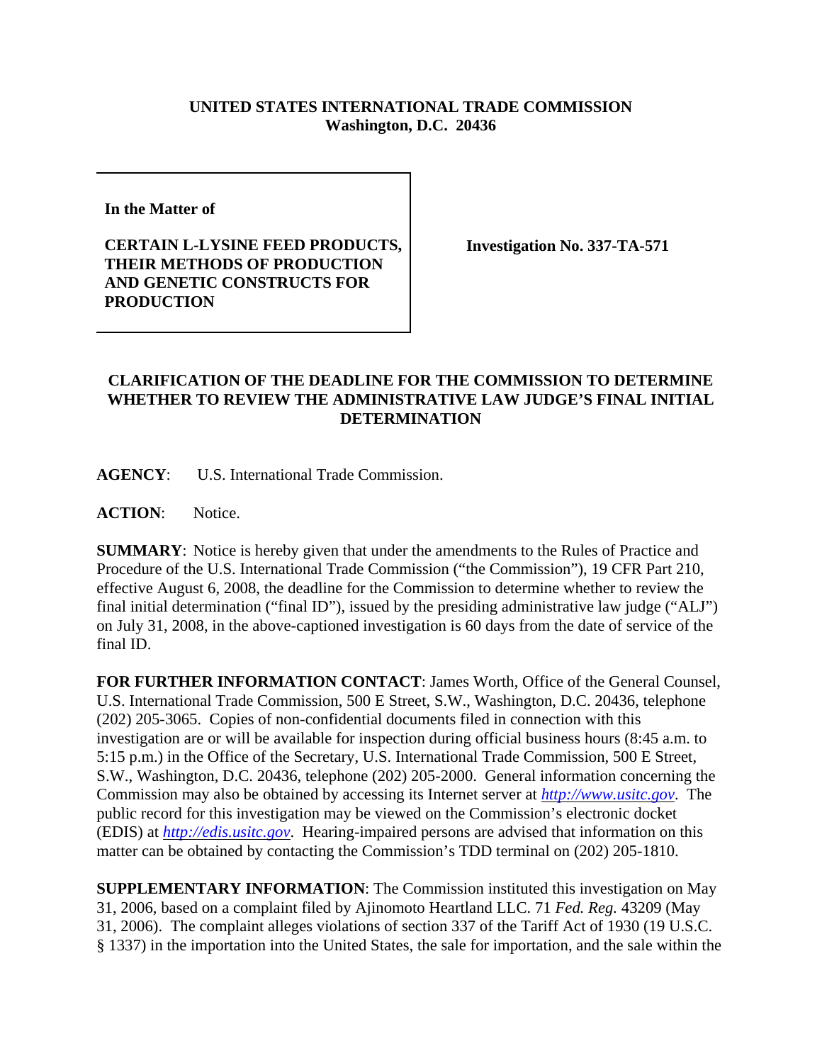**UNITED STATES INTERNATIONAL TRADE COMMISSION**
**Washington, D.C. 20436**

**In the Matter of**

**CERTAIN L-LYSINE FEED PRODUCTS, THEIR METHODS OF PRODUCTION AND GENETIC CONSTRUCTS FOR PRODUCTION**

**Investigation No. 337-TA-571**

**CLARIFICATION OF THE DEADLINE FOR THE COMMISSION TO DETERMINE WHETHER TO REVIEW THE ADMINISTRATIVE LAW JUDGE'S FINAL INITIAL DETERMINATION**

**AGENCY**: U.S. International Trade Commission.

**ACTION**: Notice.

**SUMMARY**: Notice is hereby given that under the amendments to the Rules of Practice and Procedure of the U.S. International Trade Commission ("the Commission"), 19 CFR Part 210, effective August 6, 2008, the deadline for the Commission to determine whether to review the final initial determination ("final ID"), issued by the presiding administrative law judge ("ALJ") on July 31, 2008, in the above-captioned investigation is 60 days from the date of service of the final ID.

**FOR FURTHER INFORMATION CONTACT**: James Worth, Office of the General Counsel, U.S. International Trade Commission, 500 E Street, S.W., Washington, D.C. 20436, telephone (202) 205-3065. Copies of non-confidential documents filed in connection with this investigation are or will be available for inspection during official business hours (8:45 a.m. to 5:15 p.m.) in the Office of the Secretary, U.S. International Trade Commission, 500 E Street, S.W., Washington, D.C. 20436, telephone (202) 205-2000. General information concerning the Commission may also be obtained by accessing its Internet server at *http://www.usitc.gov*. The public record for this investigation may be viewed on the Commission's electronic docket (EDIS) at *http://edis.usitc.gov*. Hearing-impaired persons are advised that information on this matter can be obtained by contacting the Commission's TDD terminal on (202) 205-1810.

**SUPPLEMENTARY INFORMATION**: The Commission instituted this investigation on May 31, 2006, based on a complaint filed by Ajinomoto Heartland LLC. 71 *Fed. Reg.* 43209 (May 31, 2006). The complaint alleges violations of section 337 of the Tariff Act of 1930 (19 U.S.C. § 1337) in the importation into the United States, the sale for importation, and the sale within the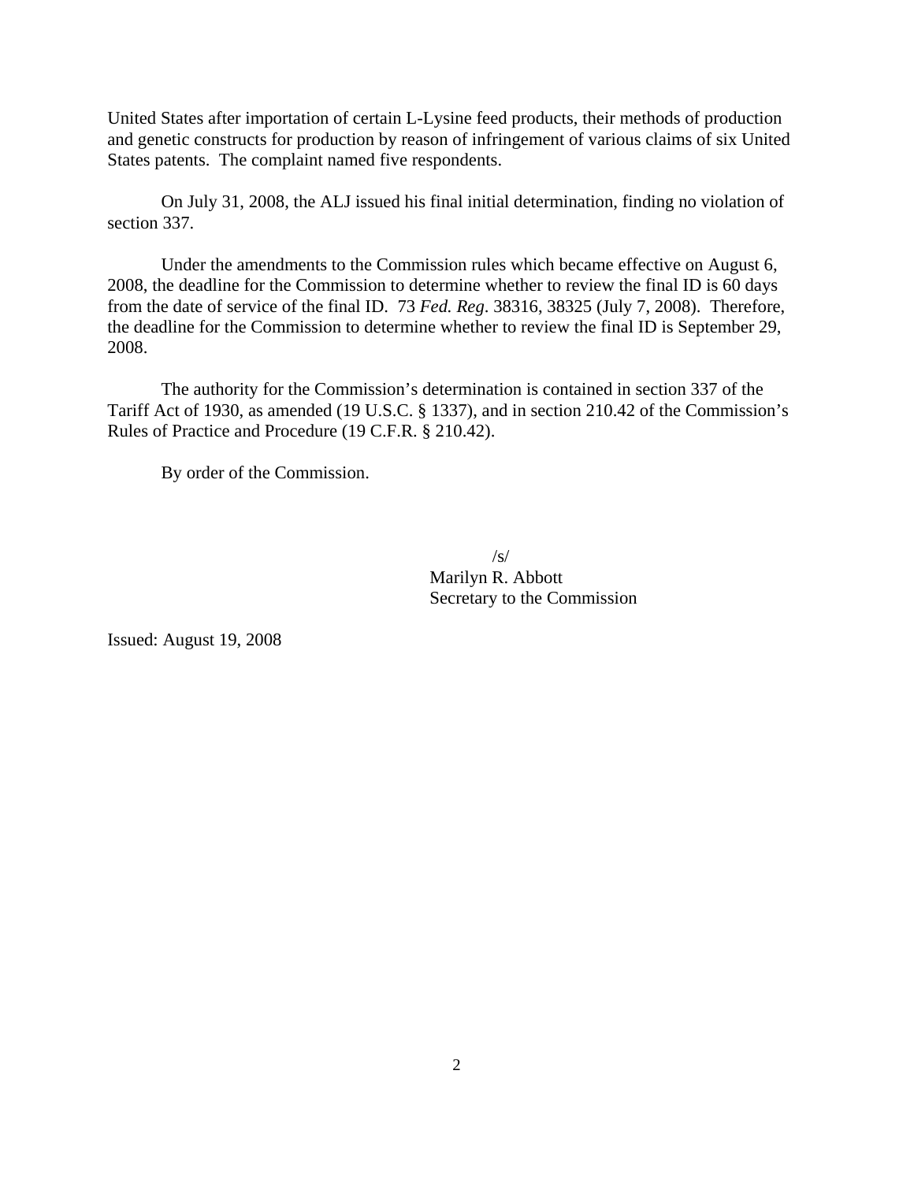United States after importation of certain L-Lysine feed products, their methods of production and genetic constructs for production by reason of infringement of various claims of six United States patents. The complaint named five respondents.

On July 31, 2008, the ALJ issued his final initial determination, finding no violation of section 337.

Under the amendments to the Commission rules which became effective on August 6, 2008, the deadline for the Commission to determine whether to review the final ID is 60 days from the date of service of the final ID. 73 *Fed. Reg*. 38316, 38325 (July 7, 2008). Therefore, the deadline for the Commission to determine whether to review the final ID is September 29, 2008.

The authority for the Commission's determination is contained in section 337 of the Tariff Act of 1930, as amended (19 U.S.C. § 1337), and in section 210.42 of the Commission's Rules of Practice and Procedure (19 C.F.R. § 210.42).

By order of the Commission.

/s/
Marilyn R. Abbott
Secretary to the Commission

Issued: August 19, 2008